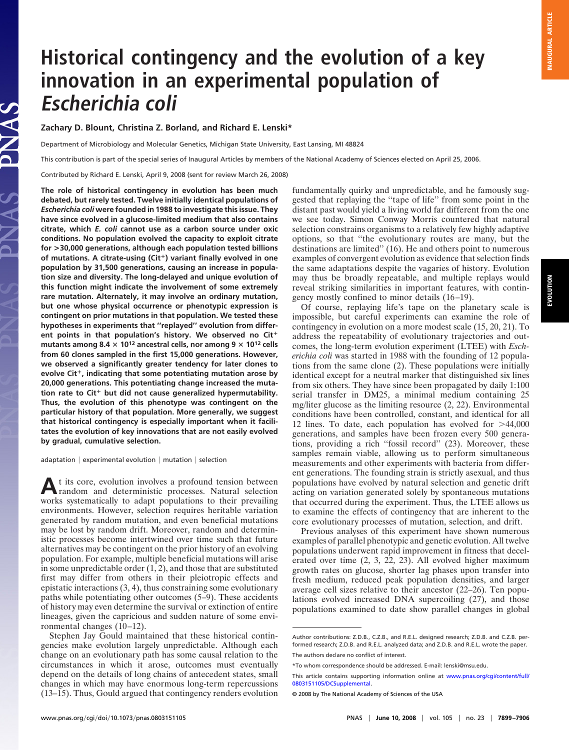# Historical contingency and the evolution of a key innovation in an experimental population of *Escherichia coli*

**Zachary D. Blount, Christina Z. Borland, and Richard E. Lenski***

Department of Microbiology and Molecular Genetics, Michigan State University, East Lansing, MI 48824

This contribution is part of the special series of Inaugural Articles by members of the National Academy of Sciences elected on April 25, 2006.

Contributed by Richard E. Lenski, April 9, 2008 (sent for review March 26, 2008)

**The role of historical contingency in evolution has been much debated, but rarely tested. Twelve initially identical populations of *Escherichia coli* were founded in 1988 to investigate this issue. They have since evolved in a glucose-limited medium that also contains citrate, which *E. coli* cannot use as a carbon source under oxic conditions. No population evolved the capacity to exploit citrate for >30,000 generations, although each population tested billions of mutations. A citrate-using (Cit$^+$) variant finally evolved in one population by 31,500 generations, causing an increase in population size and diversity. The long-delayed and unique evolution of this function might indicate the involvement of some extremely rare mutation. Alternately, it may involve an ordinary mutation, but one whose physical occurrence or phenotypic expression is contingent on prior mutations in that population. We tested these hypotheses in experiments that "replayed" evolution from different points in that population's history. We observed no Cit$^+$ mutants among $8.4 \times 10^{12}$ ancestral cells, nor among $9 \times 10^{12}$ cells from 60 clones sampled in the first 15,000 generations. However, we observed a significantly greater tendency for later clones to evolve Cit$^+$, indicating that some potentiating mutation arose by 20,000 generations. This potentiating change increased the mutation rate to Cit$^+$ but did not cause generalized hypermutability. Thus, the evolution of this phenotype was contingent on the particular history of that population. More generally, we suggest that historical contingency is especially important when it facilitates the evolution of key innovations that are not easily evolved by gradual, cumulative selection.**

adaptation | experimental evolution | mutation | selection

At its core, evolution involves a profound tension between random and deterministic processes. Natural selection works systematically to adapt populations to their prevailing environments. However, selection requires heritable variation generated by random mutation, and even beneficial mutations may be lost by random drift. Moreover, random and deterministic processes become intertwined over time such that future alternatives may be contingent on the prior history of an evolving population. For example, multiple beneficial mutations will arise in some unpredictable order (1, 2), and those that are substituted first may differ from others in their pleiotropic effects and epistatic interactions (3, 4), thus constraining some evolutionary paths while potentiating other outcomes (5–9). These accidents of history may even determine the survival or extinction of entire lineages, given the capricious and sudden nature of some environmental changes (10–12).

Stephen Jay Gould maintained that these historical contingencies make evolution largely unpredictable. Although each change on an evolutionary path has some causal relation to the circumstances in which it arose, outcomes must eventually depend on the details of long chains of antecedent states, small changes in which may have enormous long-term repercussions (13–15). Thus, Gould argued that contingency renders evolution fundamentally quirky and unpredictable, and he famously suggested that replaying the "tape of life" from some point in the distant past would yield a living world far different from the one we see today. Simon Conway Morris countered that natural selection constrains organisms to a relatively few highly adaptive options, so that "the evolutionary routes are many, but the destinations are limited" (16). He and others point to numerous examples of convergent evolution as evidence that selection finds the same adaptations despite the vagaries of history. Evolution may thus be broadly repeatable, and multiple replays would reveal striking similarities in important features, with contingency mostly confined to minor details (16–19).

Of course, replaying life's tape on the planetary scale is impossible, but careful experiments can examine the role of contingency in evolution on a more modest scale (15, 20, 21). To address the repeatability of evolutionary trajectories and outcomes, the long-term evolution experiment (LTEE) with *Escherichia coli* was started in 1988 with the founding of 12 populations from the same clone (2). These populations were initially identical except for a neutral marker that distinguished six lines from six others. They have since been propagated by daily 1:100 serial transfer in DM25, a minimal medium containing 25 mg/liter glucose as the limiting resource (2, 22). Environmental conditions have been controlled, constant, and identical for all 12 lines. To date, each population has evolved for >44,000 generations, and samples have been frozen every 500 generations, providing a rich "fossil record" (23). Moreover, these samples remain viable, allowing us to perform simultaneous measurements and other experiments with bacteria from different generations. The founding strain is strictly asexual, and thus populations have evolved by natural selection and genetic drift acting on variation generated solely by spontaneous mutations that occurred during the experiment. Thus, the LTEE allows us to examine the effects of contingency that are inherent to the core evolutionary processes of mutation, selection, and drift.

Previous analyses of this experiment have shown numerous examples of parallel phenotypic and genetic evolution. All twelve populations underwent rapid improvement in fitness that decelerated over time (2, 3, 22, 23). All evolved higher maximum growth rates on glucose, shorter lag phases upon transfer into fresh medium, reduced peak population densities, and larger average cell sizes relative to their ancestor (22–26). Ten populations evolved increased DNA supercoiling (27), and those populations examined to date show parallel changes in global

---

Author contributions: Z.D.B., C.Z.B., and R.E.L. designed research; Z.D.B. and C.Z.B. performed research; Z.D.B. and R.E.L. analyzed data; and Z.D.B. and R.E.L. wrote the paper.

The authors declare no conflict of interest.

*To whom correspondence should be addressed. E-mail: lenski@msu.edu.

This article contains supporting information online at www.pnas.org/cgi/content/full/0803151105/DCSupplemental.

© 2008 by The National Academy of Sciences of the USA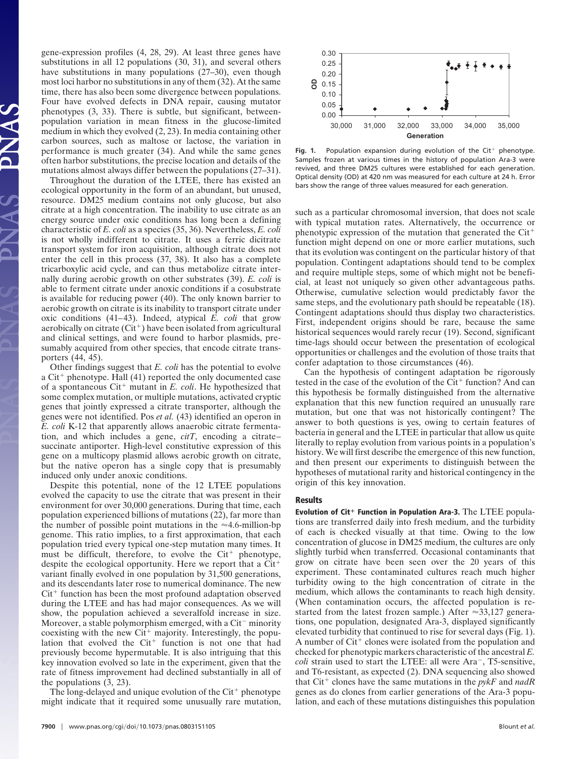gene-expression profiles (4, 28, 29). At least three genes have substitutions in all 12 populations (30, 31), and several others have substitutions in many populations (27–30), even though most loci harbor no substitutions in any of them (32). At the same time, there has also been some divergence between populations. Four have evolved defects in DNA repair, causing mutator phenotypes (3, 33). There is subtle, but significant, between-population variation in mean fitness in the glucose-limited medium in which they evolved (2, 23). In media containing other carbon sources, such as maltose or lactose, the variation in performance is much greater (34). And while the same genes often harbor substitutions, the precise location and details of the mutations almost always differ between the populations (27–31).

Throughout the duration of the LTEE, there has existed an ecological opportunity in the form of an abundant, but unused, resource. DM25 medium contains not only glucose, but also citrate at a high concentration. The inability to use citrate as an energy source under oxic conditions has long been a defining characteristic of *E. coli* as a species (35, 36). Nevertheless, *E. coli* is not wholly indifferent to citrate. It uses a ferric dicitrate transport system for iron acquisition, although citrate does not enter the cell in this process (37, 38). It also has a complete tricarboxylic acid cycle, and can thus metabolize citrate internally during aerobic growth on other substrates (39). *E. coli* is able to ferment citrate under anoxic conditions if a cosubstrate is available for reducing power (40). The only known barrier to aerobic growth on citrate is its inability to transport citrate under oxic conditions (41–43). Indeed, atypical *E. coli* that grow aerobically on citrate (Cit$^+$) have been isolated from agricultural and clinical settings, and were found to harbor plasmids, presumably acquired from other species, that encode citrate transporters (44, 45).

Other findings suggest that *E. coli* has the potential to evolve a Cit$^+$ phenotype. Hall (41) reported the only documented case of a spontaneous Cit$^+$ mutant in *E. coli*. He hypothesized that some complex mutation, or multiple mutations, activated cryptic genes that jointly expressed a citrate transporter, although the genes were not identified. Pos *et al.* (43) identified an operon in *E. coli* K-12 that apparently allows anaerobic citrate fermentation, and which includes a gene, *citT*, encoding a citrate–succinate antiporter. High-level constitutive expression of this gene on a multicopy plasmid allows aerobic growth on citrate, but the native operon has a single copy that is presumably induced only under anoxic conditions.

Despite this potential, none of the 12 LTEE populations evolved the capacity to use the citrate that was present in their environment for over 30,000 generations. During that time, each population experienced billions of mutations (22), far more than the number of possible point mutations in the ≈4.6-million-bp genome. This ratio implies, to a first approximation, that each population tried every typical one-step mutation many times. It must be difficult, therefore, to evolve the Cit$^+$ phenotype, despite the ecological opportunity. Here we report that a Cit$^+$ variant finally evolved in one population by 31,500 generations, and its descendants later rose to numerical dominance. The new Cit$^+$ function has been the most profound adaptation observed during the LTEE and has had major consequences. As we will show, the population achieved a severalfold increase in size. Moreover, a stable polymorphism emerged, with a Cit$^-$ minority coexisting with the new Cit$^+$ majority. Interestingly, the population that evolved the Cit$^+$ function is not one that had previously become hypermutable. It is also intriguing that this key innovation evolved so late in the experiment, given that the rate of fitness improvement had declined substantially in all of the populations (3, 23).

The long-delayed and unique evolution of the Cit$^+$ phenotype might indicate that it required some unusually rare mutation, such as a particular chromosomal inversion, that does not scale with typical mutation rates. Alternatively, the occurrence or phenotypic expression of the mutation that generated the Cit$^+$ function might depend on one or more earlier mutations, such that its evolution was contingent on the particular history of that population. Contingent adaptations should tend to be complex and require multiple steps, some of which might not be beneficial, at least not uniquely so given other advantageous paths. Otherwise, cumulative selection would predictably favor the same steps, and the evolutionary path should be repeatable (18). Contingent adaptations should thus display two characteristics. First, independent origins should be rare, because the same historical sequences would rarely recur (19). Second, significant time-lags should occur between the presentation of ecological opportunities or challenges and the evolution of those traits that confer adaptation to those circumstances (46).

Can the hypothesis of contingent adaptation be rigorously tested in the case of the evolution of the Cit$^+$ function? And can this hypothesis be formally distinguished from the alternative explanation that this new function required an unusually rare mutation, but one that was not historically contingent? The answer to both questions is yes, owing to certain features of bacteria in general and the LTEE in particular that allow us quite literally to replay evolution from various points in a population's history. We will first describe the emergence of this new function, and then present our experiments to distinguish between the hypotheses of mutational rarity and historical contingency in the origin of this key innovation.

**Fig. 1.** Population expansion during evolution of the Cit$^+$ phenotype. Samples frozen at various times in the history of population Ara-3 were revived, and three DM25 cultures were established for each generation. Optical density (OD) at 420 nm was measured for each culture at 24 h. Error bars show the range of three values measured for each generation.

## Results

**Evolution of Cit$^+$ Function in Population Ara-3.** The LTEE populations are transferred daily into fresh medium, and the turbidity of each is checked visually at that time. Owing to the low concentration of glucose in DM25 medium, the cultures are only slightly turbid when transferred. Occasional contaminants that grow on citrate have been seen over the 20 years of this experiment. These contaminated cultures reach much higher turbidity owing to the high concentration of citrate in the medium, which allows the contaminants to reach high density. (When contamination occurs, the affected population is restarted from the latest frozen sample.) After ≈33,127 generations, one population, designated Ara-3, displayed significantly elevated turbidity that continued to rise for several days (Fig. 1). A number of Cit$^+$ clones were isolated from the population and checked for phenotypic markers characteristic of the ancestral *E. coli* strain used to start the LTEE: all were Ara$^-$, T5-sensitive, and T6-resistant, as expected (2). DNA sequencing also showed that Cit$^+$ clones have the same mutations in the *pykF* and *nadR* genes as do clones from earlier generations of the Ara-3 population, and each of these mutations distinguishes this population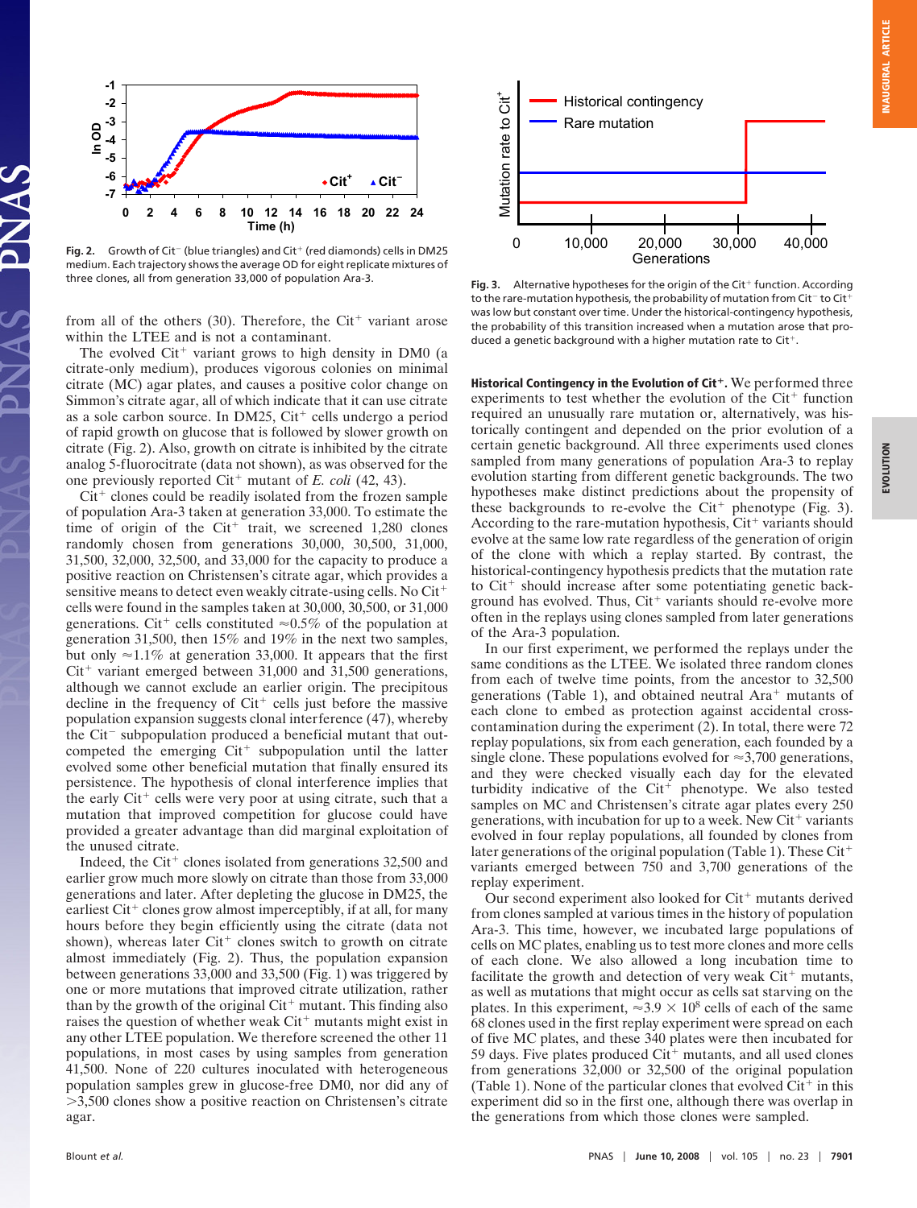Fig. 2. Growth of Cit$^-$ (blue triangles) and Cit$^+$ (red diamonds) cells in DM25 medium. Each trajectory shows the average OD for eight replicate mixtures of three clones, all from generation 33,000 of population Ara-3.

from all of the others (30). Therefore, the Cit$^+$ variant arose within the LTEE and is not a contaminant.

The evolved Cit$^+$ variant grows to high density in DM0 (a citrate-only medium), produces vigorous colonies on minimal citrate (MC) agar plates, and causes a positive color change on Simmon's citrate agar, all of which indicate that it can use citrate as a sole carbon source. In DM25, Cit$^+$ cells undergo a period of rapid growth on glucose that is followed by slower growth on citrate (Fig. 2). Also, growth on citrate is inhibited by the citrate analog 5-fluorocitrate (data not shown), as was observed for the one previously reported Cit$^+$ mutant of *E. coli* (42, 43).

Cit$^+$ clones could be readily isolated from the frozen sample of population Ara-3 taken at generation 33,000. To estimate the time of origin of the Cit$^+$ trait, we screened 1,280 clones randomly chosen from generations 30,000, 30,500, 31,000, 31,500, 32,000, 32,500, and 33,000 for the capacity to produce a positive reaction on Christensen's citrate agar, which provides a sensitive means to detect even weakly citrate-using cells. No Cit$^+$ cells were found in the samples taken at 30,000, 30,500, or 31,000 generations. Cit$^+$ cells constituted ≈0.5% of the population at generation 31,500, then 15% and 19% in the next two samples, but only ≈1.1% at generation 33,000. It appears that the first Cit$^+$ variant emerged between 31,000 and 31,500 generations, although we cannot exclude an earlier origin. The precipitous decline in the frequency of Cit$^+$ cells just before the massive population expansion suggests clonal interference (47), whereby the Cit$^-$ subpopulation produced a beneficial mutant that outcompeted the emerging Cit$^+$ subpopulation until the latter evolved some other beneficial mutation that finally ensured its persistence. The hypothesis of clonal interference implies that the early Cit$^+$ cells were very poor at using citrate, such that a mutation that improved competition for glucose could have provided a greater advantage than did marginal exploitation of the unused citrate.

Indeed, the Cit$^+$ clones isolated from generations 32,500 and earlier grow much more slowly on citrate than those from 33,000 generations and later. After depleting the glucose in DM25, the earliest Cit$^+$ clones grow almost imperceptibly, if at all, for many hours before they begin efficiently using the citrate (data not shown), whereas later Cit$^+$ clones switch to growth on citrate almost immediately (Fig. 2). Thus, the population expansion between generations 33,000 and 33,500 (Fig. 1) was triggered by one or more mutations that improved citrate utilization, rather than by the growth of the original Cit$^+$ mutant. This finding also raises the question of whether weak Cit$^+$ mutants might exist in any other LTEE population. We therefore screened the other 11 populations, in most cases by using samples from generation 41,500. None of 220 cultures inoculated with heterogeneous population samples grew in glucose-free DM0, nor did any of >3,500 clones show a positive reaction on Christensen's citrate agar.

Fig. 3. Alternative hypotheses for the origin of the Cit$^+$ function. According to the rare-mutation hypothesis, the probability of mutation from Cit$^-$ to Cit$^+$ was low but constant over time. Under the historical-contingency hypothesis, the probability of this transition increased when a mutation arose that produced a genetic background with a higher mutation rate to Cit$^+$.

**Historical Contingency in the Evolution of Cit$^+$.** We performed three experiments to test whether the evolution of the Cit$^+$ function required an unusually rare mutation or, alternatively, was historically contingent and depended on the prior evolution of a certain genetic background. All three experiments used clones sampled from many generations of population Ara-3 to replay evolution starting from different genetic backgrounds. The two hypotheses make distinct predictions about the propensity of these backgrounds to re-evolve the Cit$^+$ phenotype (Fig. 3). According to the rare-mutation hypothesis, Cit$^+$ variants should evolve at the same low rate regardless of the generation of origin of the clone with which a replay started. By contrast, the historical-contingency hypothesis predicts that the mutation rate to Cit$^+$ should increase after some potentiating genetic background has evolved. Thus, Cit$^+$ variants should re-evolve more often in the replays using clones sampled from later generations of the Ara-3 population.

In our first experiment, we performed the replays under the same conditions as the LTEE. We isolated three random clones from each of twelve time points, from the ancestor to 32,500 generations (Table 1), and obtained neutral Ara$^+$ mutants of each clone to embed as protection against accidental cross-contamination during the experiment (2). In total, there were 72 replay populations, six from each generation, each founded by a single clone. These populations evolved for ≈3,700 generations, and they were checked visually each day for the elevated turbidity indicative of the Cit$^+$ phenotype. We also tested samples on MC and Christensen's citrate agar plates every 250 generations, with incubation for up to a week. New Cit$^+$ variants evolved in four replay populations, all founded by clones from later generations of the original population (Table 1). These Cit$^+$ variants emerged between 750 and 3,700 generations of the replay experiment.

Our second experiment also looked for Cit$^+$ mutants derived from clones sampled at various times in the history of population Ara-3. This time, however, we incubated large populations of cells on MC plates, enabling us to test more clones and more cells of each clone. We also allowed a long incubation time to facilitate the growth and detection of very weak Cit$^+$ mutants, as well as mutations that might occur as cells sat starving on the plates. In this experiment, ≈$3.9 \times 10^8$ cells of each of the same 68 clones used in the first replay experiment were spread on each of five MC plates, and these 340 plates were then incubated for 59 days. Five plates produced Cit$^+$ mutants, and all used clones from generations 32,000 or 32,500 of the original population (Table 1). None of the particular clones that evolved Cit$^+$ in this experiment did so in the first one, although there was overlap in the generations from which those clones were sampled.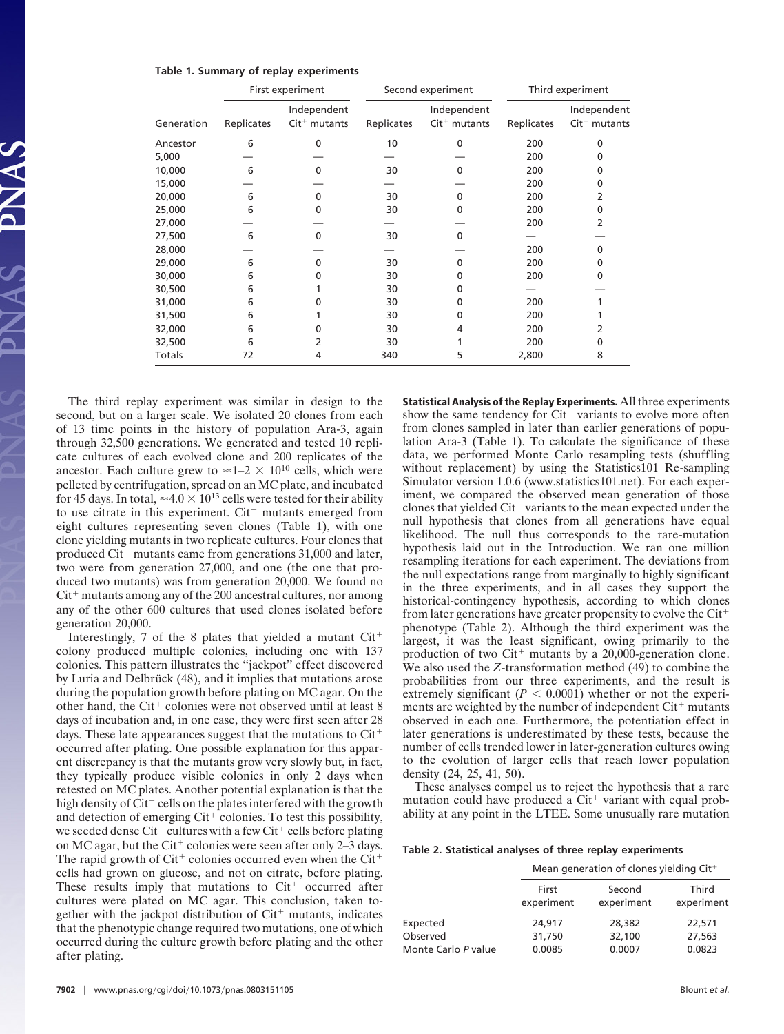**Table 1. Summary of replay experiments**

| | First experiment | | Second experiment | | Third experiment | |
|---|---|---|---|---|---|---|
| Generation | Replicates | Independent $Cit^+$ mutants | Replicates | Independent $Cit^+$ mutants | Replicates | Independent $Cit^+$ mutants |
| Ancestor | 6 | 0 | 10 | 0 | 200 | 0 |
| 5,000 | — | — | — | — | 200 | 0 |
| 10,000 | 6 | 0 | 30 | 0 | 200 | 0 |
| 15,000 | — | — | — | — | 200 | 0 |
| 20,000 | 6 | 0 | 30 | 0 | 200 | 2 |
| 25,000 | 6 | 0 | 30 | 0 | 200 | 0 |
| 27,000 | — | — | — | — | 200 | 2 |
| 27,500 | 6 | 0 | 30 | 0 | — | — |
| 28,000 | — | — | — | — | 200 | 0 |
| 29,000 | 6 | 0 | 30 | 0 | 200 | 0 |
| 30,000 | 6 | 0 | 30 | 0 | 200 | 0 |
| 30,500 | 6 | 1 | 30 | 0 | — | — |
| 31,000 | 6 | 0 | 30 | 0 | 200 | 1 |
| 31,500 | 6 | 1 | 30 | 0 | 200 | 1 |
| 32,000 | 6 | 0 | 30 | 4 | 200 | 2 |
| 32,500 | 6 | 2 | 30 | 1 | 200 | 0 |
| Totals | 72 | 4 | 340 | 5 | 2,800 | 8 |

The third replay experiment was similar in design to the second, but on a larger scale. We isolated 20 clones from each of 13 time points in the history of population Ara-3, again through 32,500 generations. We generated and tested 10 replicate cultures of each evolved clone and 200 replicates of the ancestor. Each culture grew to $\approx$1–2 $\times$ $10^{10}$ cells, which were pelleted by centrifugation, spread on an MC plate, and incubated for 45 days. In total, $\approx$4.0 $\times$ $10^{13}$ cells were tested for their ability to use citrate in this experiment. $Cit^+$ mutants emerged from eight cultures representing seven clones (Table 1), with one clone yielding mutants in two replicate cultures. Four clones that produced $Cit^+$ mutants came from generations 31,000 and later, two were from generation 27,000, and one (the one that produced two mutants) was from generation 20,000. We found no $Cit^+$ mutants among any of the 200 ancestral cultures, nor among any of the other 600 cultures that used clones isolated before generation 20,000.

Interestingly, 7 of the 8 plates that yielded a mutant $Cit^+$ colony produced multiple colonies, including one with 137 colonies. This pattern illustrates the "jackpot" effect discovered by Luria and Delbrück (48), and it implies that mutations arose during the population growth before plating on MC agar. On the other hand, the $Cit^+$ colonies were not observed until at least 8 days of incubation and, in one case, they were first seen after 28 days. These late appearances suggest that the mutations to $Cit^+$ occurred after plating. One possible explanation for this apparent discrepancy is that the mutants grow very slowly but, in fact, they typically produce visible colonies in only 2 days when retested on MC plates. Another potential explanation is that the high density of $Cit^-$ cells on the plates interfered with the growth and detection of emerging $Cit^+$ colonies. To test this possibility, we seeded dense $Cit^-$ cultures with a few $Cit^+$ cells before plating on MC agar, but the $Cit^+$ colonies were seen after only 2–3 days. The rapid growth of $Cit^+$ colonies occurred even when the $Cit^+$ cells had grown on glucose, and not on citrate, before plating. These results imply that mutations to $Cit^+$ occurred after cultures were plated on MC agar. This conclusion, taken together with the jackpot distribution of $Cit^+$ mutants, indicates that the phenotypic change required two mutations, one of which occurred during the culture growth before plating and the other after plating.

**Statistical Analysis of the Replay Experiments.** All three experiments show the same tendency for $Cit^+$ variants to evolve more often from clones sampled in later than earlier generations of population Ara-3 (Table 1). To calculate the significance of these data, we performed Monte Carlo resampling tests (shuffling without replacement) by using the Statistics101 Re-sampling Simulator version 1.0.6 (www.statistics101.net). For each experiment, we compared the observed mean generation of those clones that yielded $Cit^+$ to the mean expected under the null hypothesis that clones from all generations have equal likelihood. The null thus corresponds to the rare-mutation hypothesis laid out in the Introduction. We ran one million resampling iterations for each experiment. The deviations from the null expectations range from marginally to highly significant in the three experiments, and in all cases they support the historical-contingency hypothesis, according to which clones from later generations have greater propensity to evolve the $Cit^+$ phenotype (Table 2). Although the third experiment was the largest, it was the least significant, owing primarily to the production of two $Cit^+$ mutants by a 20,000-generation clone. We also used the $Z$-transformation method (49) to combine the probabilities from our three experiments, and the result is extremely significant ($P < 0.0001$) whether or not the experiments are weighted by the number of independent $Cit^+$ mutants observed in each one. Furthermore, the potentiation effect in later generations is underestimated by these tests, because the number of cells trended lower in later-generation cultures owing to the evolution of larger cells that reach lower population density (24, 25, 41, 50).

These analyses compel us to reject the hypothesis that a rare mutation could have produced a $Cit^+$ variant with equal probability at any point in the LTEE. Some unusually rare mutation

**Table 2. Statistical analyses of three replay experiments**

| | Mean generation of clones yielding $Cit^+$ | | |
|---|---|---|---|
| | First experiment | Second experiment | Third experiment |
| Expected | 24,917 | 28,382 | 22,571 |
| Observed | 31,750 | 32,100 | 27,563 |
| Monte Carlo $P$ value | 0.0085 | 0.0007 | 0.0823 |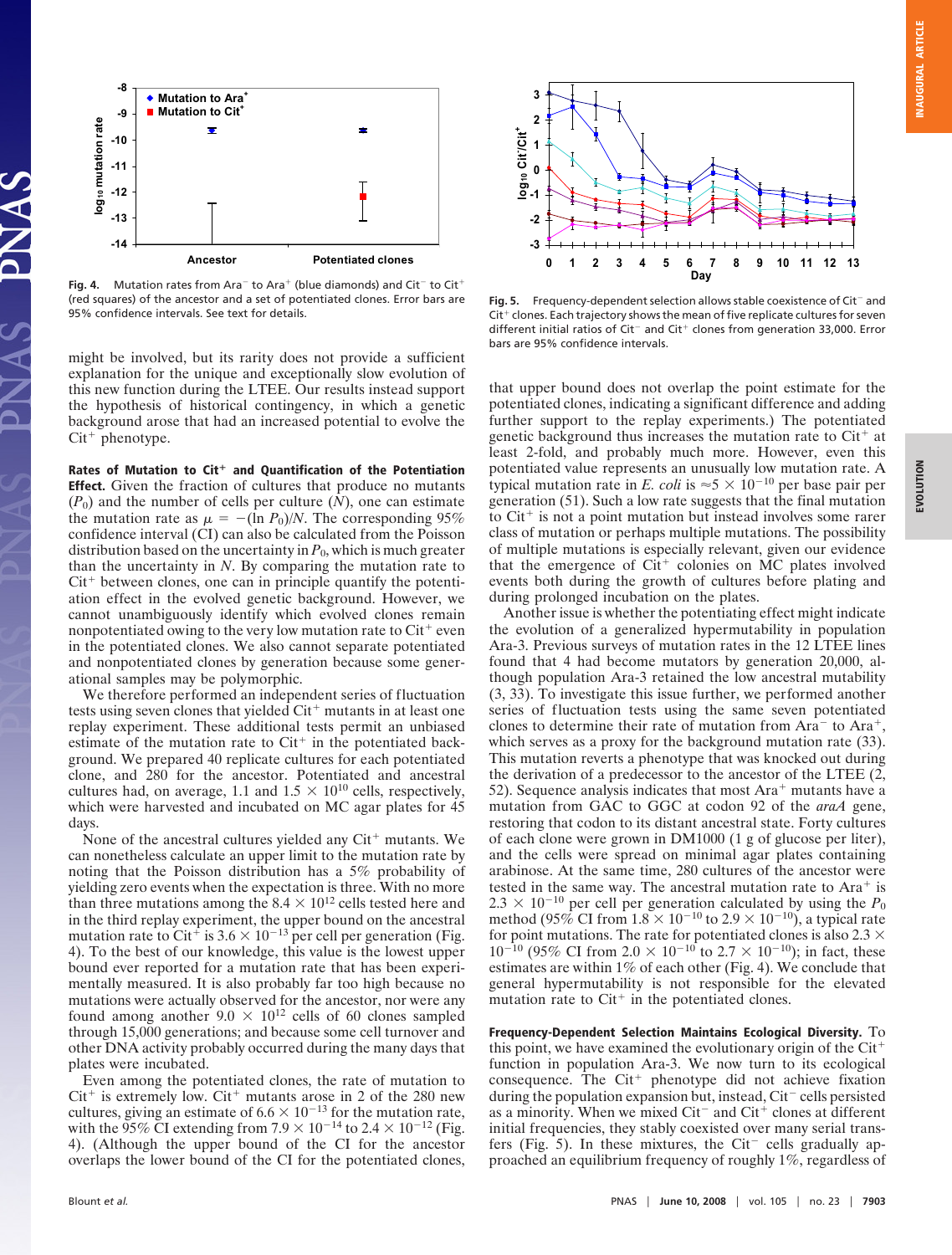**Fig. 4.** Mutation rates from Ara$^-$ to Ara$^+$ (blue diamonds) and Cit$^-$ to Cit$^+$ (red squares) of the ancestor and a set of potentiated clones. Error bars are 95% confidence intervals. See text for details.

**Fig. 5.** Frequency-dependent selection allows stable coexistence of Cit$^-$ and Cit$^+$ clones. Each trajectory shows the mean of five replicate cultures for seven different initial ratios of Cit$^-$ and Cit$^+$ clones from generation 33,000. Error bars are 95% confidence intervals.

might be involved, but its rarity does not provide a sufficient explanation for the unique and exceptionally slow evolution of this new function during the LTEE. Our results instead support the hypothesis of historical contingency, in which a genetic background arose that had an increased potential to evolve the Cit$^+$ phenotype.

**Rates of Mutation to Cit$^+$ and Quantification of the Potentiation Effect.** Given the fraction of cultures that produce no mutants ($P_0$) and the number of cells per culture ($N$), one can estimate the mutation rate as $\mu = -(\ln P_0)/N$. The corresponding 95% confidence interval (CI) can also be calculated from the Poisson distribution based on the uncertainty in $P_0$, which is much greater than the uncertainty in $N$. By comparing the mutation rate to Cit$^+$ between clones, one can in principle quantify the potentiation effect in the evolved genetic background. However, we cannot unambiguously identify which evolved clones remain nonpotentiated owing to the very low mutation rate to Cit$^+$ even in the potentiated clones. We also cannot separate potentiated and nonpotentiated clones by generation because some generational samples may be polymorphic.

We therefore performed an independent series of fluctuation tests using seven clones that yielded Cit$^+$ mutants in at least one replay experiment. These additional tests permit an unbiased estimate of the mutation rate to Cit$^+$ in the potentiated background. We prepared 40 replicate cultures for each potentiated clone, and 280 for the ancestor. Potentiated and ancestral cultures had, on average, 1.1 and $1.5 \times 10^{10}$ cells, respectively, which were harvested and incubated on MC agar plates for 45 days.

None of the ancestral cultures yielded any Cit$^+$ mutants. We can nonetheless calculate an upper limit to the mutation rate by noting that the Poisson distribution has a 5% probability of yielding zero events when the expectation is three. With no more than three mutations among the $8.4 \times 10^{12}$ cells tested here and in the third replay experiment, the upper bound on the ancestral mutation rate to Cit$^+$ is $3.6 \times 10^{-13}$ per cell per generation (Fig. 4). To the best of our knowledge, this value is the lowest upper bound ever reported for a mutation rate that has been experimentally measured. It is also probably far too high because no mutations were actually observed for the ancestor, nor were any found among another $9.0 \times 10^{12}$ cells of 60 clones sampled through 15,000 generations; and because some cell turnover and other DNA activity probably occurred during the many days that plates were incubated.

Even among the potentiated clones, the rate of mutation to Cit$^+$ is extremely low. Cit$^+$ mutants arose in 2 of the 280 new cultures, giving an estimate of $6.6 \times 10^{-13}$ for the mutation rate, with the 95% CI extending from $7.9 \times 10^{-14}$ to $2.4 \times 10^{-12}$ (Fig. 4). (Although the upper bound of the CI for the ancestor overlaps the lower bound of the CI for the potentiated clones, that upper bound does not overlap the point estimate for the potentiated clones, indicating a significant difference and adding further support to the replay experiments.) The potentiated genetic background thus increases the mutation rate to Cit$^+$ at least 2-fold, and probably much more. However, even this potentiated value represents an unusually low mutation rate. A typical mutation rate in *E. coli* is $\approx 5 \times 10^{-10}$ per base pair per generation (51). Such a low rate suggests that the final mutation to Cit$^+$ is not a point mutation but instead involves some rarer class of mutation or perhaps multiple mutations. The possibility of multiple mutations is especially relevant, given our evidence that the emergence of Cit$^+$ colonies on MC plates involved events both during the growth of cultures before plating and during prolonged incubation on the plates.

Another issue is whether the potentiating effect might indicate the evolution of a generalized hypermutability in population Ara-3. Previous surveys of mutation rates in the 12 LTEE lines found that 4 had become mutators by generation 20,000, although population Ara-3 retained the low ancestral mutability (3, 33). To investigate this issue further, we performed another series of fluctuation tests using the same seven potentiated clones to determine their rate of mutation from Ara$^-$ to Ara$^+$, which serves as a proxy for the background mutation rate (33). This mutation reverts a phenotype that was knocked out during the derivation of a predecessor to the ancestor of the LTEE (2, 52). Sequence analysis indicates that most Ara$^+$ mutants have a mutation from GAC to GGC at codon 92 of the *araA* gene, restoring that codon to its distant ancestral state. Forty cultures of each clone were grown in DM1000 (1 g of glucose per liter), and the cells were spread on minimal agar plates containing arabinose. At the same time, 280 cultures of the ancestor were tested in the same way. The ancestral mutation rate to Ara$^+$ is $2.3 \times 10^{-10}$ per cell per generation calculated by using the $P_0$ method (95% CI from $1.8 \times 10^{-10}$ to $2.9 \times 10^{-10}$), a typical rate for point mutations. The rate for potentiated clones is also $2.3 \times 10^{-10}$ (95% CI from $2.0 \times 10^{-10}$ to $2.7 \times 10^{-10}$); in fact, these estimates are within 1% of each other (Fig. 4). We conclude that general hypermutability is not responsible for the elevated mutation rate to Cit$^+$ in the potentiated clones.

**Frequency-Dependent Selection Maintains Ecological Diversity.** To this point, we have examined the evolutionary origin of the Cit$^+$ function in population Ara-3. We now turn to its ecological consequence. The Cit$^+$ phenotype did not achieve fixation during the population expansion but, instead, Cit$^-$ cells persisted as a minority. When we mixed Cit$^-$ and Cit$^+$ clones at different initial frequencies, they stably coexisted over many serial transfers (Fig. 5). In these mixtures, the Cit$^-$ cells gradually approached an equilibrium frequency of roughly 1%, regardless of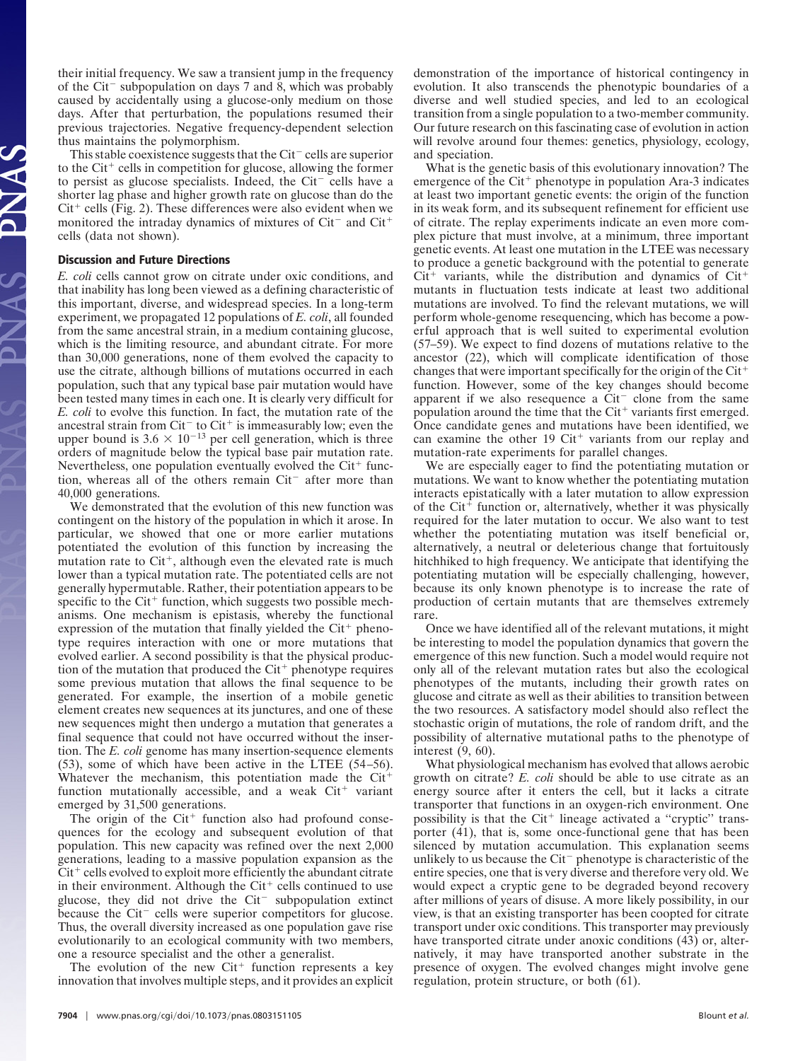their initial frequency. We saw a transient jump in the frequency of the Cit$^-$ subpopulation on days 7 and 8, which was probably caused by accidentally using a glucose-only medium on those days. After that perturbation, the populations resumed their previous trajectories. Negative frequency-dependent selection thus maintains the polymorphism.

This stable coexistence suggests that the Cit$^-$ cells are superior to the Cit$^+$ cells in competition for glucose, allowing the former to persist as glucose specialists. Indeed, the Cit$^-$ cells have a shorter lag phase and higher growth rate on glucose than do the Cit$^+$ cells (Fig. 2). These differences were also evident when we monitored the intraday dynamics of mixtures of Cit$^-$ and Cit$^+$ cells (data not shown).

## Discussion and Future Directions

*E. coli* cells cannot grow on citrate under oxic conditions, and that inability has long been viewed as a defining characteristic of this important, diverse, and widespread species. In a long-term experiment, we propagated 12 populations of *E. coli*, all founded from the same ancestral strain, in a medium containing glucose, which is the limiting resource, and abundant citrate. For more than 30,000 generations, none of them evolved the capacity to use the citrate, although billions of mutations occurred in each population, such that any typical base pair mutation would have been tested many times in each one. It is clearly very difficult for *E. coli* to evolve this function. In fact, the mutation rate of the ancestral strain from Cit$^-$ to Cit$^+$ is immeasurably low; even the upper bound is $3.6 \times 10^{-13}$ per cell generation, which is three orders of magnitude below the typical base pair mutation rate. Nevertheless, one population eventually evolved the Cit$^+$ function, whereas all of the others remain Cit$^-$ after more than 40,000 generations.

We demonstrated that the evolution of this new function was contingent on the history of the population in which it arose. In particular, we showed that one or more earlier mutations potentiated the evolution of this function by increasing the mutation rate to Cit$^+$, although even the elevated rate is much lower than a typical mutation rate. The potentiated cells are not generally hypermutable. Rather, their potentiation appears to be specific to the Cit$^+$ function, which suggests two possible mechanisms. One mechanism is epistasis, whereby the functional expression of the mutation that finally yielded the Cit$^+$ phenotype requires interaction with one or more mutations that evolved earlier. A second possibility is that the physical production of the mutation that produced the Cit$^+$ phenotype requires some previous mutation that allows the final sequence to be generated. For example, the insertion of a mobile genetic element creates new sequences at its junctures, and one of these new sequences might then undergo a mutation that generates a final sequence that could not have occurred without the insertion. The *E. coli* genome has many insertion-sequence elements (53), some of which have been active in the LTEE (54–56). Whatever the mechanism, this potentiation made the Cit$^+$ function mutationally accessible, and a weak Cit$^+$ variant emerged by 31,500 generations.

The origin of the Cit$^+$ function also had profound consequences for the ecology and subsequent evolution of that population. This new capacity was refined over the next 2,000 generations, leading to a massive population expansion as the Cit$^+$ cells evolved to exploit more efficiently the abundant citrate in their environment. Although the Cit$^+$ cells continued to use glucose, they did not drive the Cit$^-$ subpopulation extinct because the Cit$^-$ cells were superior competitors for glucose. Thus, the overall diversity increased as one population gave rise evolutionarily to an ecological community with two members, one a resource specialist and the other a generalist.

The evolution of the new Cit$^+$ function represents a key innovation that involves multiple steps, and it provides an explicit demonstration of the importance of historical contingency in evolution. It also transcends the phenotypic boundaries of a diverse and well studied species, and led to an ecological transition from a single population to a two-member community. Our future research on this fascinating case of evolution in action will revolve around four themes: genetics, physiology, ecology, and speciation.

What is the genetic basis of this evolutionary innovation? The emergence of the Cit$^+$ phenotype in population Ara-3 indicates at least two important genetic events: the origin of the function in its weak form, and its subsequent refinement for efficient use of citrate. The replay experiments indicate an even more complex picture that must involve, at a minimum, three important genetic events. At least one mutation in the LTEE was necessary to produce a genetic background with the potential to generate Cit$^+$ variants, while the distribution and dynamics of Cit$^+$ mutants in fluctuation tests indicate at least two additional mutations are involved. To find the relevant mutations, we will perform whole-genome resequencing, which has become a powerful approach that is well suited to experimental evolution (57–59). We expect to find dozens of mutations relative to the ancestor (22), which will complicate identification of those changes that were important specifically for the origin of the Cit$^+$ function. However, some of the key changes should become apparent if we also resequence a Cit$^-$ clone from the same population around the time that the Cit$^+$ variants first emerged. Once candidate genes and mutations have been identified, we can examine the other 19 Cit$^+$ variants from our replay and mutation-rate experiments for parallel changes.

We are especially eager to find the potentiating mutation or mutations. We want to know whether the potentiating mutation interacts epistatically with a later mutation to allow expression of the Cit$^+$ function or, alternatively, whether it was physically required for the later mutation to occur. We also want to test whether the potentiating mutation was itself beneficial or, alternatively, a neutral or deleterious change that fortuitously hitchhiked to high frequency. We anticipate that identifying the potentiating mutation will be especially challenging, however, because its only known phenotype is to increase the rate of production of certain mutants that are themselves extremely rare.

Once we have identified all of the relevant mutations, it might be interesting to model the population dynamics that govern the emergence of this new function. Such a model would require not only all of the relevant mutation rates but also the ecological phenotypes of the mutants, including their growth rates on glucose and citrate as well as their abilities to transition between the two resources. A satisfactory model should also reflect the stochastic origin of mutations, the role of random drift, and the possibility of alternative mutational paths to the phenotype of interest (9, 60).

What physiological mechanism has evolved that allows aerobic growth on citrate? *E. coli* should be able to use citrate as an energy source after it enters the cell, but it lacks a citrate transporter that functions in an oxygen-rich environment. One possibility is that the Cit$^+$ lineage activated a "cryptic" transporter (41), that is, some once-functional gene that has been silenced by mutation accumulation. This explanation seems unlikely to us because the Cit$^-$ phenotype is characteristic of the entire species, one that is very diverse and therefore very old. We would expect a cryptic gene to be degraded beyond recovery after millions of years of disuse. A more likely possibility, in our view, is that an existing transporter has been coopted for citrate transport under oxic conditions. This transporter may previously have transported citrate under anoxic conditions (43) or, alternatively, it may have transported another substrate in the presence of oxygen. The evolved changes might involve gene regulation, protein structure, or both (61).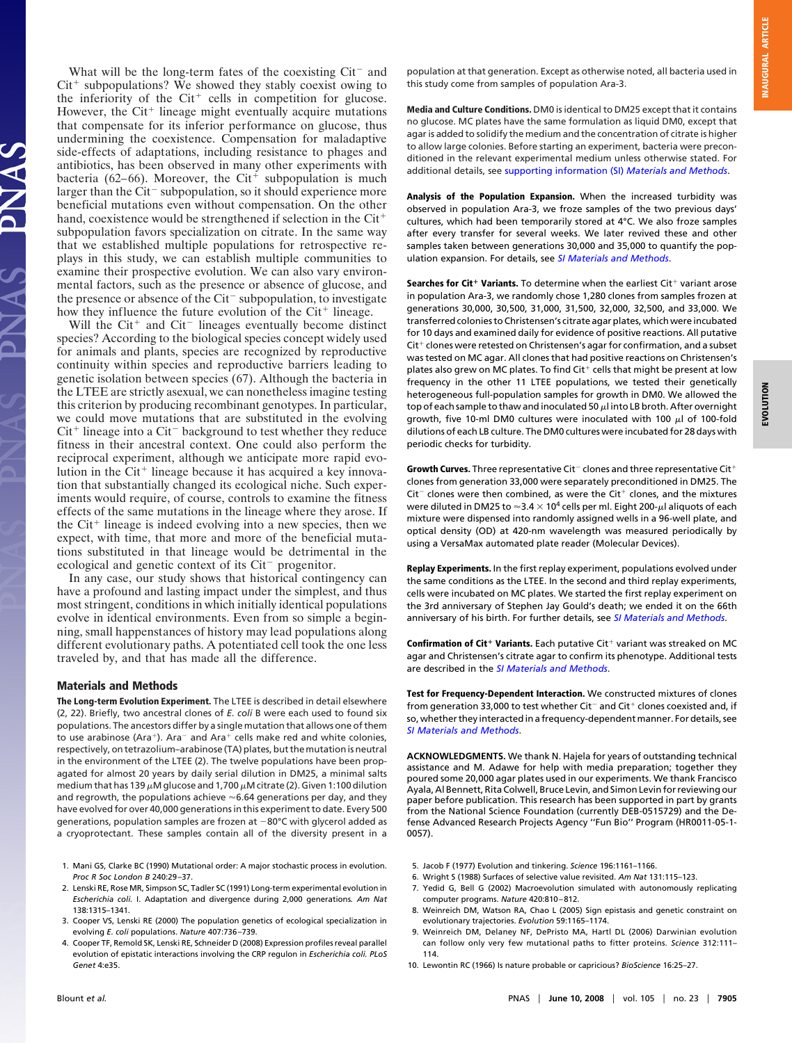What will be the long-term fates of the coexisting Cit$^-$ and Cit$^+$ subpopulations? We showed they stably coexist owing to the inferiority of the Cit$^+$ cells in competition for glucose. However, the Cit$^+$ lineage might eventually acquire mutations that compensate for its inferior performance on glucose, thus undermining the coexistence. Compensation for maladaptive side-effects of adaptations, including resistance to phages and antibiotics, has been observed in many other experiments with bacteria (62–66). Moreover, the Cit$^+$ subpopulation is much larger than the Cit$^-$ subpopulation, so it should experience more beneficial mutations even without compensation. On the other hand, coexistence would be strengthened if selection in the Cit$^+$ subpopulation favors specialization on citrate. In the same way that we established multiple populations for retrospective replays in this study, we can establish multiple communities to examine their prospective evolution. We can also vary environmental factors, such as the presence or absence of glucose, and the presence or absence of the Cit$^-$ subpopulation, to investigate how they influence the future evolution of the Cit$^+$ lineage.

Will the Cit$^+$ and Cit$^-$ lineages eventually become distinct species? According to the biological species concept widely used for animals and plants, species are recognized by reproductive continuity within species and reproductive barriers leading to genetic isolation between species (67). Although the bacteria in the LTEE are strictly asexual, we can nonetheless imagine testing this criterion by producing recombinant genotypes. In particular, we could move mutations that are substituted in the evolving Cit$^+$ lineage into a Cit$^-$ background to test whether they reduce fitness in their ancestral context. One could also perform the reciprocal experiment, although we anticipate more rapid evolution in the Cit$^+$ lineage because it has acquired a key innovation that substantially changed its ecological niche. Such experiments would require, of course, controls to examine the fitness effects of the same mutations in the lineage where they arose. If the Cit$^+$ lineage is indeed evolving into a new species, then we expect, with time, that more and more of the beneficial mutations substituted in that lineage would be detrimental in the ecological and genetic context of its Cit$^-$ progenitor.

In any case, our study shows that historical contingency can have a profound and lasting impact under the simplest, and thus most stringent, conditions in which initially identical populations evolve in identical environments. Even from so simple a beginning, small happenstances of history may lead populations along different evolutionary paths. A potentiated cell took the one less traveled by, and that has made all the difference.

## Materials and Methods

**The Long-term Evolution Experiment.** The LTEE is described in detail elsewhere (2, 22). Briefly, two ancestral clones of *E. coli* B were each used to found six populations. The ancestors differ by a single mutation that allows one of them to use arabinose (Ara$^+$). Ara$^-$ and Ara$^+$ cells make red and white colonies, respectively, on tetrazolium–arabinose (TA) plates, but the mutation is neutral in the environment of the LTEE (2). The twelve populations have been propagated for almost 20 years by daily serial dilution in DM25, a minimal salts medium that has 139 $\mu$M glucose and 1,700 $\mu$M citrate (2). Given 1:100 dilution and regrowth, the populations achieve $\approx$6.64 generations per day, and they have evolved for over 40,000 generations in this experiment to date. Every 500 generations, population samples are frozen at $-80$°C with glycerol added as a cryoprotectant. These samples contain all of the diversity present in a population at that generation. Except as otherwise noted, all bacteria used in this study come from samples of population Ara-3.

**Media and Culture Conditions.** DM0 is identical to DM25 except that it contains no glucose. MC plates have the same formulation as liquid DM0, except that agar is added to solidify the medium and the concentration of citrate is higher to allow large colonies. Before starting an experiment, bacteria were preconditioned in the relevant experimental medium unless otherwise stated. For additional details, see supporting information (SI) *Materials and Methods*.

**Analysis of the Population Expansion.** When the increased turbidity was observed in population Ara-3, we froze samples of the two previous days' cultures, which had been temporarily stored at 4°C. We also froze samples after every transfer for several weeks. We later revived these and other samples taken between generations 30,000 and 35,000 to quantify the population expansion. For details, see *SI Materials and Methods*.

**Searches for Cit$^+$ Variants.** To determine when the earliest Cit$^+$ variant arose in population Ara-3, we randomly chose 1,280 clones from samples frozen at generations 30,000, 30,500, 31,000, 31,500, 32,000, 32,500, and 33,000. We transferred colonies to Christensen's citrate agar plates, which were incubated for 10 days and examined daily for evidence of positive reactions. All putative Cit$^+$ clones were retested on Christensen's agar for confirmation, and a subset was tested on MC agar. All clones that had positive reactions on Christensen's plates also grew on MC plates. To find Cit$^+$ cells that might be present at low frequency in the other 11 LTEE populations, we tested their genetically heterogeneous full-population samples for growth in DM0. We allowed the top of each sample to thaw and inoculated 50 $\mu$l into LB broth. After overnight growth, five 10-ml DM0 cultures were inoculated with 100 $\mu$l of 100-fold dilutions of each LB culture. The DM0 cultures were incubated for 28 days with periodic checks for turbidity.

**Growth Curves.** Three representative Cit$^-$ clones and three representative Cit$^+$ clones from generation 33,000 were separately preconditioned in DM25. The Cit$^-$ clones were then combined, as were the Cit$^+$ clones, and the mixtures were diluted in DM25 to $\approx 3.4 \times 10^4$ cells per ml. Eight 200-$\mu$l aliquots of each mixture were dispensed into randomly assigned wells in a 96-well plate, and optical density (OD) at 420-nm wavelength was measured periodically by using a VersaMax automated plate reader (Molecular Devices).

**Replay Experiments.** In the first replay experiment, populations evolved under the same conditions as the LTEE. In the second and third replay experiments, cells were incubated on MC plates. We started the first replay experiment on the 3rd anniversary of Stephen Jay Gould's death; we ended it on the 66th anniversary of his birth. For further details, see *SI Materials and Methods*.

**Confirmation of Cit$^+$ Variants.** Each putative Cit$^+$ variant was streaked on MC agar and Christensen's citrate agar to confirm its phenotype. Additional tests are described in the *SI Materials and Methods*.

**Test for Frequency-Dependent Interaction.** We constructed mixtures of clones from generation 33,000 to test whether Cit$^-$ and Cit$^+$ clones coexisted and, if so, whether they interacted in a frequency-dependent manner. For details, see *SI Materials and Methods*.

**ACKNOWLEDGMENTS.** We thank N. Hajela for years of outstanding technical assistance and M. Adawe for help with media preparation; together they poured some 20,000 agar plates used in our experiments. We thank Francisco Ayala, Al Bennett, Rita Colwell, Bruce Levin, and Simon Levin for reviewing our paper before publication. This research has been supported in part by grants from the National Science Foundation (currently DEB-0515729) and the Defense Advanced Research Projects Agency "Fun Bio" Program (HR0011-05-1-0057).

1. Mani GS, Clarke BC (1990) Mutational order: A major stochastic process in evolution. *Proc R Soc London B* 240:29–37.
2. Lenski RE, Rose MR, Simpson SC, Tadler SC (1991) Long-term experimental evolution in *Escherichia coli*. I. Adaptation and divergence during 2,000 generations. *Am Nat* 138:1315–1341.
3. Cooper VS, Lenski RE (2000) The population genetics of ecological specialization in evolving *E. coli* populations. *Nature* 407:736–739.
4. Cooper TF, Remold SK, Lenski RE, Schneider D (2008) Expression profiles reveal parallel evolution of epistatic interactions involving the CRP regulon in *Escherichia coli*. *PLoS Genet* 4:e35.
5. Jacob F (1977) Evolution and tinkering. *Science* 196:1161–1166.
6. Wright S (1988) Surfaces of selective value revisited. *Am Nat* 131:115–123.
7. Yedid G, Bell G (2002) Macroevolution simulated with autonomously replicating computer programs. *Nature* 420:810–812.
8. Weinreich DM, Watson RA, Chao L (2005) Sign epistasis and genetic constraint on evolutionary trajectories. *Evolution* 59:1165–1174.
9. Weinreich DM, Delaney NF, DePristo MA, Hartl DL (2006) Darwinian evolution can follow only very few mutational paths to fitter proteins. *Science* 312:111–114.
10. Lewontin RC (1966) Is nature probable or capricious? *BioScience* 16:25–27.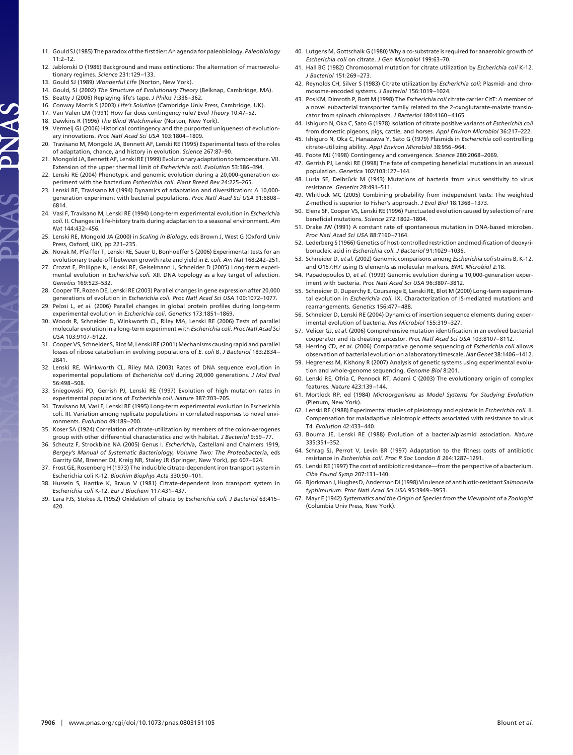11. Gould SJ (1985) The paradox of the first tier: An agenda for paleobiology. *Paleobiology* 11:2–12.
12. Jablonski D (1986) Background and mass extinctions: The alternation of macroevolutionary regimes. *Science* 231:129–133.
13. Gould SJ (1989) *Wonderful Life* (Norton, New York).
14. Gould, SJ (2002) *The Structure of Evolutionary Theory* (Belknap, Cambridge, MA).
15. Beatty J (2006) Replaying life's tape. *J Philos* 7:336–362.
16. Conway Morris S (2003) *Life's Solution* (Cambridge Univ Press, Cambridge, UK).
17. Van Valen LM (1991) How far does contingency rule? *Evol Theory* 10:47–52.
18. Dawkins R (1996) *The Blind Watchmaker* (Norton, New York).
19. Vermeij GJ (2006) Historical contingency and the purported uniqueness of evolutionary innovations. *Proc Natl Acad Sci USA* 103:1804–1809.
20. Travisano M, Mongold JA, Bennett AF, Lenski RE (1995) Experimental tests of the roles of adaptation, chance, and history in evolution. *Science* 267:87–90.
21. Mongold JA, Bennett AF, Lenski RE (1999) Evolutionary adaptation to temperature. VII. Extension of the upper thermal limit of *Escherichia coli*. *Evolution* 53:386–394.
22. Lenski RE (2004) Phenotypic and genomic evolution during a 20,000-generation experiment with the bacterium *Escherichia coli*. *Plant Breed Rev* 24:225–265.
23. Lenski RE, Travisano M (1994) Dynamics of adaptation and diversification: A 10,000-generation experiment with bacterial populations. *Proc Natl Acad Sci USA* 91:6808–6814.
24. Vasi F, Travisano M, Lenski RE (1994) Long-term experimental evolution in *Escherichia coli*. II. Changes in life-history traits during adaptation to a seasonal environment. *Am Nat* 144:432–456.
25. Lenski RE, Mongold JA (2000) in *Scaling in Biology*, eds Brown J, West G (Oxford Univ Press, Oxford, UK), pp 221–235.
26. Novak M, Pfeiffer T, Lenski RE, Sauer U, Bonhoeffer S (2006) Experimental tests for an evolutionary trade-off between growth rate and yield in *E. coli*. *Am Nat* 168:242–251.
27. Crozat E, Philippe N, Lenski RE, Geiselmann J, Schneider D (2005) Long-term experimental evolution in *Escherichia coli*. XII. DNA topology as a key target of selection. *Genetics* 169:523–532.
28. Cooper TF, Rozen DE, Lenski RE (2003) Parallel changes in gene expression after 20,000 generations of evolution in *Escherichia coli*. *Proc Natl Acad Sci USA* 100:1072–1077.
29. Pelosi L, *et al.* (2006) Parallel changes in global protein profiles during long-term experimental evolution in *Escherichia coli*. *Genetics* 173:1851–1869.
30. Woods R, Schneider D, Winkworth CL, Riley MA, Lenski RE (2006) Tests of parallel molecular evolution in a long-term experiment with *Escherichia coli*. *Proc Natl Acad Sci USA* 103:9107–9122.
31. Cooper VS, Schneider S, Blot M, Lenski RE (2001) Mechanisms causing rapid and parallel losses of ribose catabolism in evolving populations of *E. coli* B. *J Bacteriol* 183:2834–2841.
32. Lenski RE, Winkworth CL, Riley MA (2003) Rates of DNA sequence evolution in experimental populations of *Escherichia coli* during 20,000 generations. *J Mol Evol* 56:498–508.
33. Sniegowski PD, Gerrish PJ, Lenski RE (1997) Evolution of high mutation rates in experimental populations of *Escherichia coli*. *Nature* 387:703–705.
34. Travisano M, Vasi F, Lenski RE (1995) Long-term experimental evolution in Escherichia coli. III. Variation among replicate populations in correlated responses to novel environments. *Evolution* 49:189–200.
35. Koser SA (1924) Correlation of citrate-utilization by members of the colon-aerogenes group with other differential characteristics and with habitat. *J Bacteriol* 9:59–77.
36. Scheutz F, Strockbine NA (2005) Genus I. *Escherichia*, Castellani and Chalmers 1919, *Bergey's Manual of Systematic Bacteriology, Volume Two: The Proteobacteria*, eds Garrity GM, Brenner DJ, Kreig NR, Staley JR (Springer, New York), pp 607–624.
37. Frost GE, Rosenberg H (1973) The inducible citrate-dependent iron transport system in Escherichia coli K-12. *Biochim Biophys Acta* 330:90–101.
38. Hussein S, Hantke K, Braun V (1981) Citrate-dependent iron transport system in *Escherichia coli* K-12. *Eur J Biochem* 117:431–437.
39. Lara FJS, Stokes JL (1952) Oxidation of citrate by *Escherichia coli*. *J Bacteriol* 63:415–420.
40. Lutgens M, Gottschalk G (1980) Why a co-substrate is required for anaerobic growth of *Escherichia coli* on citrate. *J Gen Microbiol* 199:63–70.
41. Hall BG (1982) Chromosomal mutation for citrate utilization by *Escherichia coli* K-12. *J Bacteriol* 151:269–273.
42. Reynolds CH, Silver S (1983) Citrate utilization by *Escherichia coli*: Plasmid- and chromosome-encoded systems. *J Bacteriol* 156:1019–1024.
43. Pos KM, Dimroth P, Bott M (1998) The *Escherichia coli* citrate carrier CitT: A member of a novel eubacterial transporter family related to the 2-oxoglutarate-malate translocator from spinach chloroplasts. *J Bacteriol* 180:4160–4165.
44. Ishiguro N, Oka C, Sato G (1978) Isolation of citrate positive variants of *Escherichia coli* from domestic pigeons, pigs, cattle, and horses. *Appl Environ Microbiol* 36:217–222.
45. Ishiguro N, Oka C, Hanazawa Y, Sato G (1979) Plasmids in *Escherichia coli* controlling citrate-utilizing ability. *Appl Environ Microbiol* 38:956–964.
46. Foote MJ (1998) Contingency and convergence. *Science* 280:2068–2069.
47. Gerrish PJ, Lenski RE (1998) The fate of competing beneficial mutations in an asexual population. *Genetica* 102/103:127–144.
48. Luria SE, Delbrück M (1943) Mutations of bacteria from virus sensitivity to virus resistance. *Genetics* 28:491–511.
49. Whitlock MC (2005) Combining probability from independent tests: The weighted Z-method is superior to Fisher's approach. *J Evol Biol* 18:1368–1373.
50. Elena SF, Cooper VS, Lenski RE (1996) Punctuated evolution caused by selection of rare beneficial mutations. *Science* 272:1802–1804.
51. Drake JW (1991) A constant rate of spontaneous mutation in DNA-based microbes. *Proc Natl Acad Sci USA* 88:7160–7164.
52. Lederberg S (1966) Genetics of host-controlled restriction and modification of deoxyribonucleic acid in *Escherichia coli*. *J Bacteriol* 91:1029–1036.
53. Schneider D, *et al.* (2002) Genomic comparisons among *Escherichia coli* strains B, K-12, and O157:H7 using IS elements as molecular markers. *BMC Microbiol* 2:18.
54. Papadopoulos D, *et al.* (1999) Genomic evolution during a 10,000-generation experiment with bacteria. *Proc Natl Acad Sci USA* 96:3807–3812.
55. Schneider D, Duperchy E, Coursange E, Lenski RE, Blot M (2000) Long-term experimental evolution in *Escherichia coli*. IX. Characterization of IS-mediated mutations and rearrangements. *Genetics* 156:477–488.
56. Schneider D, Lenski RE (2004) Dynamics of insertion sequence elements during experimental evolution of bacteria. *Res Microbiol* 155:319–327.
57. Velicer GJ, *et al.* (2006) Comprehensive mutation identification in an evolved bacterial cooperator and its cheating ancestor. *Proc Natl Acad Sci USA* 103:8107–8112.
58. Herring CD, *et al.* (2006) Comparative genome sequencing of *Escherichia coli* allows observation of bacterial evolution on a laboratory timescale. *Nat Genet* 38:1406–1412.
59. Hegreness M, Kishony R (2007) Analysis of genetic systems using experimental evolution and whole-genome sequencing. *Genome Biol* 8:201.
60. Lenski RE, Ofria C, Pennock RT, Adami C (2003) The evolutionary origin of complex features. *Nature* 423:139–144.
61. Mortlock RP, ed (1984) *Microorganisms as Model Systems for Studying Evolution* (Plenum, New York).
62. Lenski RE (1988) Experimental studies of pleiotropy and epistasis in *Escherichia coli*. II. Compensation for maladaptive pleiotropic effects associated with resistance to virus T4. *Evolution* 42:433–440.
63. Bouma JE, Lenski RE (1988) Evolution of a bacteria/plasmid association. *Nature* 335:351–352.
64. Schrag SJ, Perrot V, Levin BR (1997) Adaptation to the fitness costs of antibiotic resistance in *Escherichia coli*. *Proc R Soc London B* 264:1287–1291.
65. Lenski RE (1997) The cost of antibiotic resistance—from the perspective of a bacterium. *Ciba Found Symp* 207:131–140.
66. Bjorkman J, Hughes D, Andersson DI (1998) Virulence of antibiotic-resistant *Salmonella typhimurium*. *Proc Natl Acad Sci USA* 95:3949–3953.
67. Mayr E (1942) *Systematics and the Origin of Species from the Viewpoint of a Zoologist* (Columbia Univ Press, New York).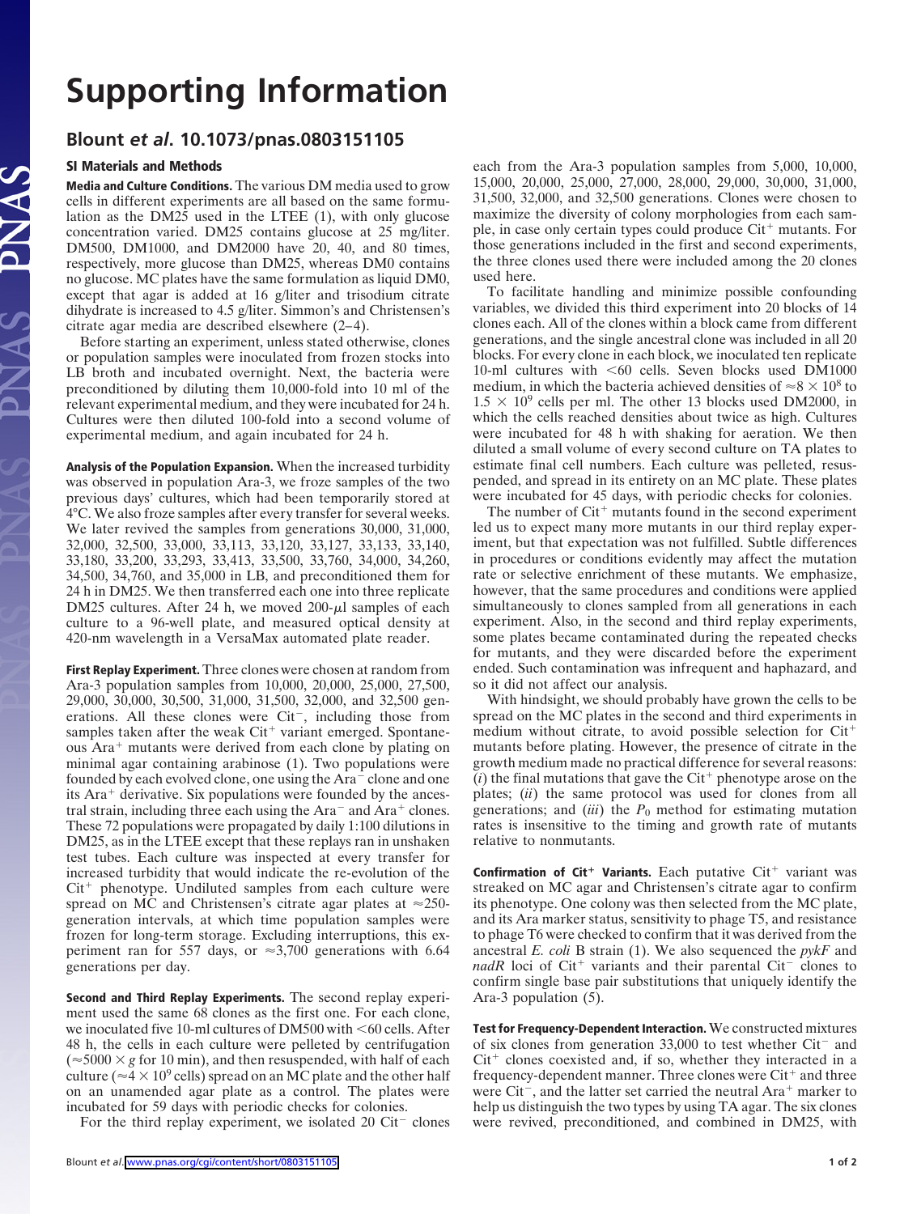# Supporting Information

## Blount *et al.* 10.1073/pnas.0803151105

### SI Materials and Methods

**Media and Culture Conditions.** The various DM media used to grow cells in different experiments are all based on the same formulation as the DM25 used in the LTEE (1), with only glucose concentration varied. DM25 contains glucose at 25 mg/liter. DM500, DM1000, and DM2000 have 20, 40, and 80 times, respectively, more glucose than DM25, whereas DM0 contains no glucose. MC plates have the same formulation as liquid DM0, except that agar is added at 16 g/liter and trisodium citrate dihydrate is increased to 4.5 g/liter. Simmon's and Christensen's citrate agar media are described elsewhere (2–4).

Before starting an experiment, unless stated otherwise, clones or population samples were inoculated from frozen stocks into LB broth and incubated overnight. Next, the bacteria were preconditioned by diluting them 10,000-fold into 10 ml of the relevant experimental medium, and they were incubated for 24 h. Cultures were then diluted 100-fold into a second volume of experimental medium, and again incubated for 24 h.

**Analysis of the Population Expansion.** When the increased turbidity was observed in population Ara-3, we froze samples of the two previous days' cultures, which had been temporarily stored at 4°C. We also froze samples after every transfer for several weeks. We later revived the samples from generations 30,000, 31,000, 32,000, 32,500, 33,000, 33,113, 33,120, 33,127, 33,133, 33,140, 33,180, 33,200, 33,293, 33,413, 33,500, 33,760, 34,000, 34,260, 34,500, 34,760, and 35,000 in LB, and preconditioned them for 24 h in DM25. We then transferred each one into three replicate DM25 cultures. After 24 h, we moved 200-μl samples of each culture to a 96-well plate, and measured optical density at 420-nm wavelength in a VersaMax automated plate reader.

**First Replay Experiment.** Three clones were chosen at random from Ara-3 population samples from 10,000, 20,000, 25,000, 27,500, 29,000, 30,000, 30,500, 31,000, 31,500, 32,000, and 32,500 generations. All these clones were Cit$^-$, including those from samples taken after the weak Cit$^+$ variant emerged. Spontaneous Ara$^+$ mutants were derived from each clone by plating on minimal agar containing arabinose (1). Two populations were founded by each evolved clone, one using the Ara$^-$ clone and one its Ara$^+$ derivative. Six populations were founded by the ancestral strain, including three each using the Ara$^-$ and Ara$^+$ clones. These 72 populations were propagated by daily 1:100 dilutions in DM25, as in the LTEE except that these replays ran in unshaken test tubes. Each culture was inspected at every transfer for increased turbidity that would indicate the re-evolution of the Cit$^+$ phenotype. Undiluted samples from each culture were spread on MC and Christensen's citrate agar plates at ≈250-generation intervals, at which time population samples were frozen for long-term storage. Excluding interruptions, this experiment ran for 557 days, or ≈3,700 generations with 6.64 generations per day.

**Second and Third Replay Experiments.** The second replay experiment used the same 68 clones as the first one. For each clone, we inoculated five 10-ml cultures of DM500 with <60 cells. After 48 h, the cells in each culture were pelleted by centrifugation (≈5000 × *g* for 10 min), and then resuspended, with half of each culture (≈$4 \times 10^9$ cells) spread on an MC plate and the other half on an unamended agar plate as a control. The plates were incubated for 59 days with periodic checks for colonies.

For the third replay experiment, we isolated 20 Cit$^-$ clones each from the Ara-3 population samples from 5,000, 10,000, 15,000, 20,000, 25,000, 27,000, 28,000, 29,000, 30,000, 31,000, 31,500, 32,000, and 32,500 generations. Clones were chosen to maximize the diversity of colony morphologies from each sample, in case only certain types could produce Cit$^+$ mutants. For those generations included in the first and second experiments, the three clones used there were included among the 20 clones used here.

To facilitate handling and minimize possible confounding variables, we divided this third experiment into 20 blocks of 14 clones each. All of the clones within a block came from different generations, and the single ancestral clone was included in all 20 blocks. For every clone in each block, we inoculated ten replicate 10-ml cultures with <60 cells. Seven blocks used DM1000 medium, in which the bacteria achieved densities of ≈$8 \times 10^8$ to $1.5 \times 10^9$ cells per ml. The other 13 blocks used DM2000, in which the cells reached densities about twice as high. Cultures were incubated for 48 h with shaking for aeration. We then diluted a small volume of every second culture on TA plates to estimate final cell numbers. Each culture was pelleted, resuspended, and spread in its entirety on an MC plate. These plates were incubated for 45 days, with periodic checks for colonies.

The number of Cit$^+$ mutants found in the second experiment led us to expect many more mutants in our third replay experiment, but that expectation was not fulfilled. Subtle differences in procedures or conditions evidently may affect the mutation rate or selective enrichment of these mutants. We emphasize, however, that the same procedures and conditions were applied simultaneously to clones sampled from all generations in each experiment. Also, in the second and third replay experiments, some plates became contaminated during the repeated checks for mutants, and they were discarded before the experiment ended. Such contamination was infrequent and haphazard, and so it did not affect our analysis.

With hindsight, we should probably have grown the cells to be spread on the MC plates in the second and third experiments in medium without citrate, to avoid possible selection for Cit$^+$ mutants before plating. However, the presence of citrate in the growth medium made no practical difference for several reasons: (*i*) the final mutations that gave the Cit$^+$ phenotype arose on the plates; (*ii*) the same protocol was used for clones from all generations; and (*iii*) the $P_0$ method for estimating mutation rates is insensitive to the timing and growth rate of mutants relative to nonmutants.

**Confirmation of Cit$^+$ Variants.** Each putative Cit$^+$ variant was streaked on MC agar and Christensen's citrate agar to confirm its phenotype. One colony was then selected from the MC plate, and its Ara marker status, sensitivity to phage T5, and resistance to phage T6 were checked to confirm that it was derived from the ancestral *E. coli* B strain (1). We also sequenced the *pykF* and *nadR* loci of Cit$^+$ variants and their parental Cit$^-$ clones to confirm single base pair substitutions that uniquely identify the Ara-3 population (5).

**Test for Frequency-Dependent Interaction.** We constructed mixtures of six clones from generation 33,000 to test whether Cit$^-$ and Cit$^+$ clones coexisted and, if so, whether they interacted in a frequency-dependent manner. Three clones were Cit$^+$ and three were Cit$^-$, and the latter set carried the neutral Ara$^+$ marker to help us distinguish the two types by using TA agar. The six clones were revived, preconditioned, and combined in DM25, with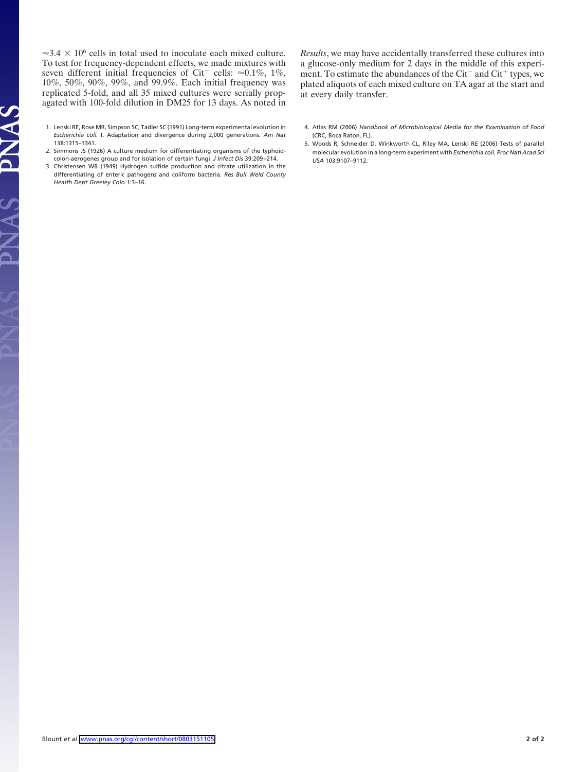$\approx 3.4 \times 10^6$ cells in total used to inoculate each mixed culture. To test for frequency-dependent effects, we made mixtures with seven different initial frequencies of $Cit^-$ cells: $\approx 0.1\%$, 1%, 10%, 50%, 90%, 99%, and 99.9%. Each initial frequency was replicated 5-fold, and all 35 mixed cultures were serially propagated with 100-fold dilution in DM25 for 13 days. As noted in *Results*, we may have accidentally transferred these cultures into a glucose-only medium for 2 days in the middle of this experiment. To estimate the abundances of the $Cit^-$ and $Cit^+$ types, we plated aliquots of each mixed culture on TA agar at the start and at every daily transfer.

1. Lenski RE, Rose MR, Simpson SC, Tadler SC (1991) Long-term experimental evolution in *Escherichia coli*. I. Adaptation and divergence during 2,000 generations. *Am Nat* 138:1315–1341.
2. Simmons JS (1926) A culture medium for differentiating organisms of the typhoid-colon-aerogenes group and for isolation of certain fungi. *J Infect Dis* 39:209–214.
3. Christensen WB (1949) Hydrogen sulfide production and citrate utilization in the differentiating of enteric pathogens and coliform bacteria. *Res Bull Weld County Health Dept Greeley Colo* 1:3–16.
4. Atlas RM (2006) *Handbook of Microbiological Media for the Examination of Food* (CRC, Boca Raton, FL).
5. Woods R, Schneider D, Winkworth CL, Riley MA, Lenski RE (2006) Tests of parallel molecular evolution in a long-term experiment with *Escherichia coli*. *Proc Natl Acad Sci USA* 103:9107–9112.